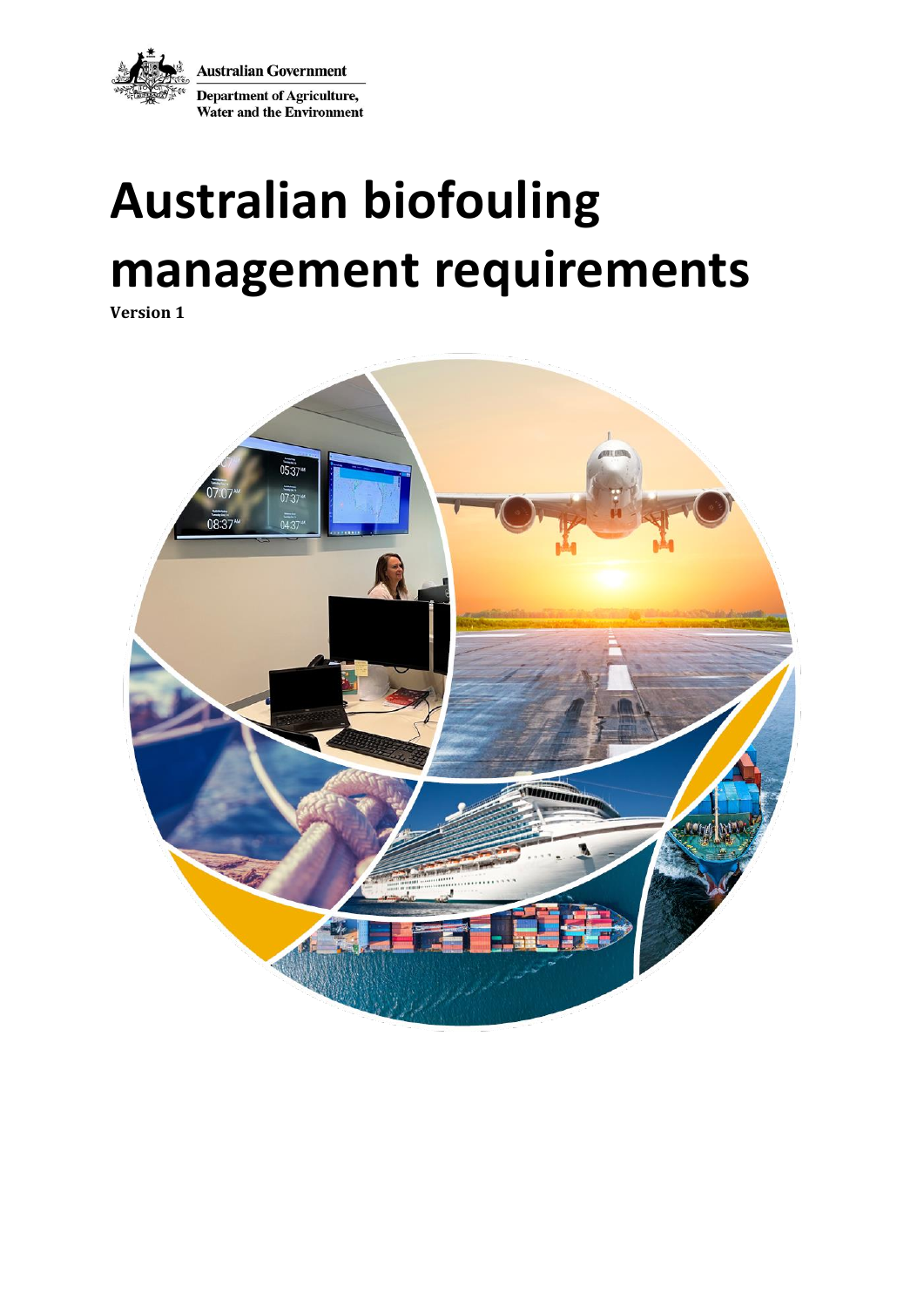Australian Government

Department of Agriculture, Water and the Environment

# Australian biofouling management requirements

**Version 1**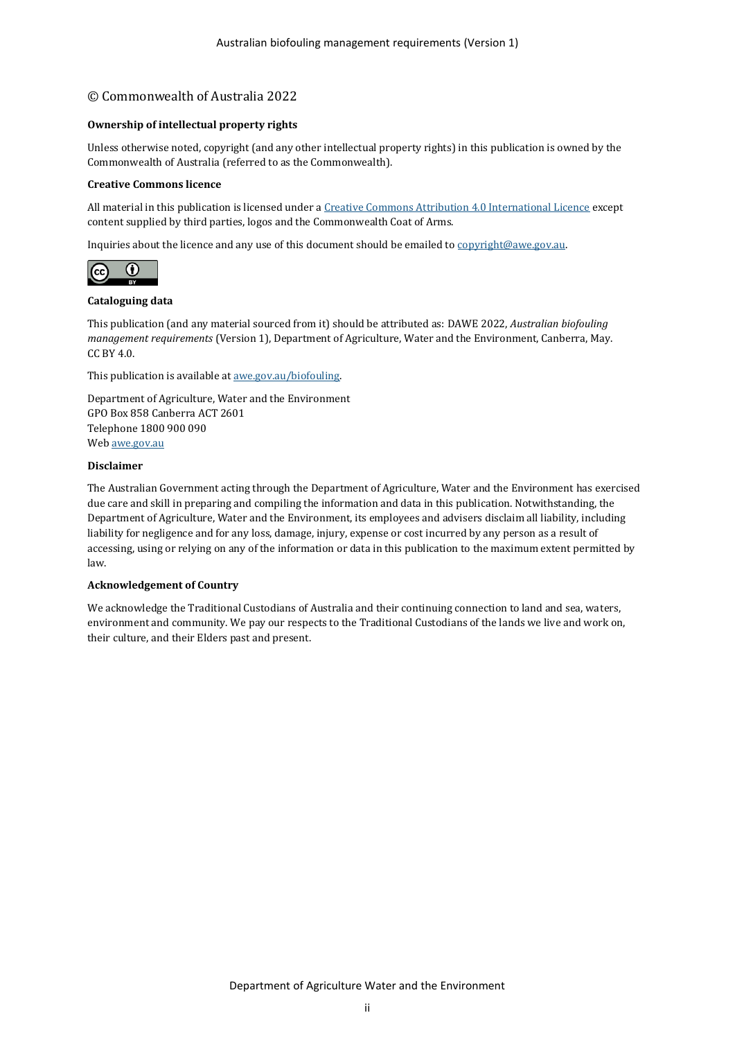© Commonwealth of Australia 2022

**Ownership of intellectual property rights**

Unless otherwise noted, copyright (and any other intellectual property rights) in this publication is owned by the Commonwealth of Australia (referred to as the Commonwealth).

**Creative Commons licence**

All material in this publication is licensed under a [Creative Commons Attribution 4.0 International Licence](https://creativecommons.org/licenses/by/4.0/) except content supplied by third parties, logos and the Commonwealth Coat of Arms.

Inquiries about the licence and any use of this document should be emailed to [copyright@awe.gov.au](mailto:copyright@awe.gov.au).

**Cataloguing data**

This publication (and any material sourced from it) should be attributed as: DAWE 2022, *Australian biofouling management requirements* (Version 1), Department of Agriculture, Water and the Environment, Canberra, May. CC BY 4.0.

This publication is available at [awe.gov.au/biofouling](https://awe.gov.au/biofouling).

Department of Agriculture, Water and the Environment
GPO Box 858 Canberra ACT 2601
Telephone 1800 900 090
Web [awe.gov.au](https://awe.gov.au)

**Disclaimer**

The Australian Government acting through the Department of Agriculture, Water and the Environment has exercised due care and skill in preparing and compiling the information and data in this publication. Notwithstanding, the Department of Agriculture, Water and the Environment, its employees and advisers disclaim all liability, including liability for negligence and for any loss, damage, injury, expense or cost incurred by any person as a result of accessing, using or relying on any of the information or data in this publication to the maximum extent permitted by law.

**Acknowledgement of Country**

We acknowledge the Traditional Custodians of Australia and their continuing connection to land and sea, waters, environment and community. We pay our respects to the Traditional Custodians of the lands we live and work on, their culture, and their Elders past and present.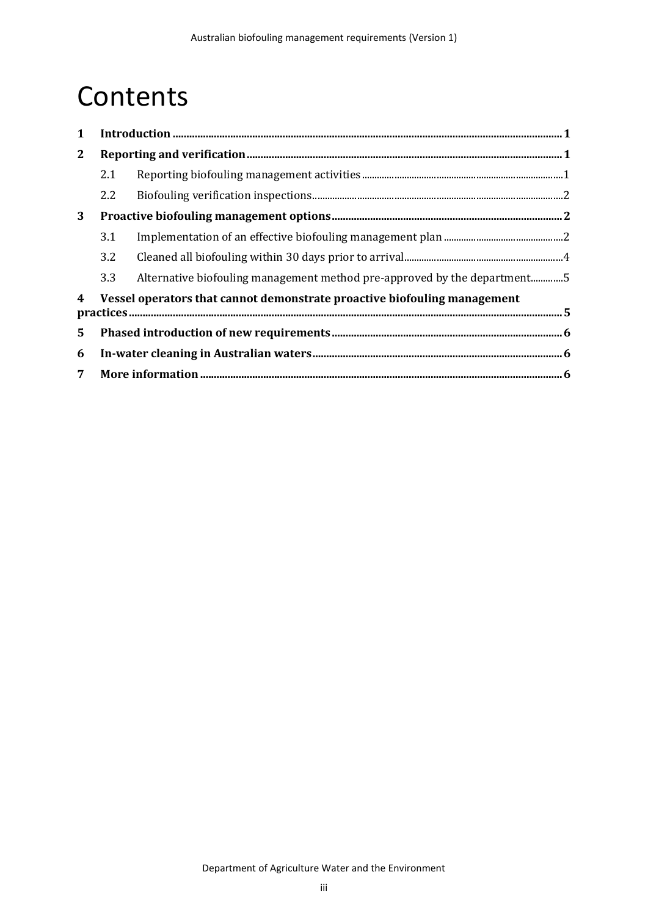# Contents

1 Introduction ..... 1

2 Reporting and verification ..... 1

- 2.1 Reporting biofouling management activities ..... 1
- 2.2 Biofouling verification inspections ..... 2

3 Proactive biofouling management options ..... 2

- 3.1 Implementation of an effective biofouling management plan ..... 2
- 3.2 Cleaned all biofouling within 30 days prior to arrival ..... 4
- 3.3 Alternative biofouling management method pre-approved by the department ..... 5

4 Vessel operators that cannot demonstrate proactive biofouling management practices ..... 5

5 Phased introduction of new requirements ..... 6

6 In-water cleaning in Australian waters ..... 6

7 More information ..... 6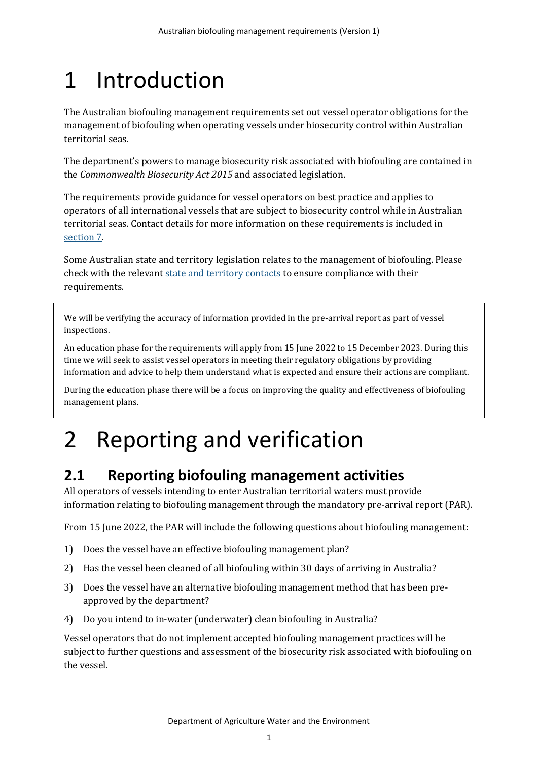# 1 Introduction

The Australian biofouling management requirements set out vessel operator obligations for the management of biofouling when operating vessels under biosecurity control within Australian territorial seas.

The department's powers to manage biosecurity risk associated with biofouling are contained in the *Commonwealth Biosecurity Act 2015* and associated legislation.

The requirements provide guidance for vessel operators on best practice and applies to operators of all international vessels that are subject to biosecurity control while in Australian territorial seas. Contact details for more information on these requirements is included in section 7.

Some Australian state and territory legislation relates to the management of biofouling. Please check with the relevant state and territory contacts to ensure compliance with their requirements.

> We will be verifying the accuracy of information provided in the pre-arrival report as part of vessel inspections.
>
> An education phase for the requirements will apply from 15 June 2022 to 15 December 2023. During this time we will seek to assist vessel operators in meeting their regulatory obligations by providing information and advice to help them understand what is expected and ensure their actions are compliant.
>
> During the education phase there will be a focus on improving the quality and effectiveness of biofouling management plans.

# 2 Reporting and verification

## 2.1 Reporting biofouling management activities

All operators of vessels intending to enter Australian territorial waters must provide information relating to biofouling management through the mandatory pre-arrival report (PAR).

From 15 June 2022, the PAR will include the following questions about biofouling management:

1) Does the vessel have an effective biofouling management plan?
2) Has the vessel been cleaned of all biofouling within 30 days of arriving in Australia?
3) Does the vessel have an alternative biofouling management method that has been pre-approved by the department?
4) Do you intend to in-water (underwater) clean biofouling in Australia?

Vessel operators that do not implement accepted biofouling management practices will be subject to further questions and assessment of the biosecurity risk associated with biofouling on the vessel.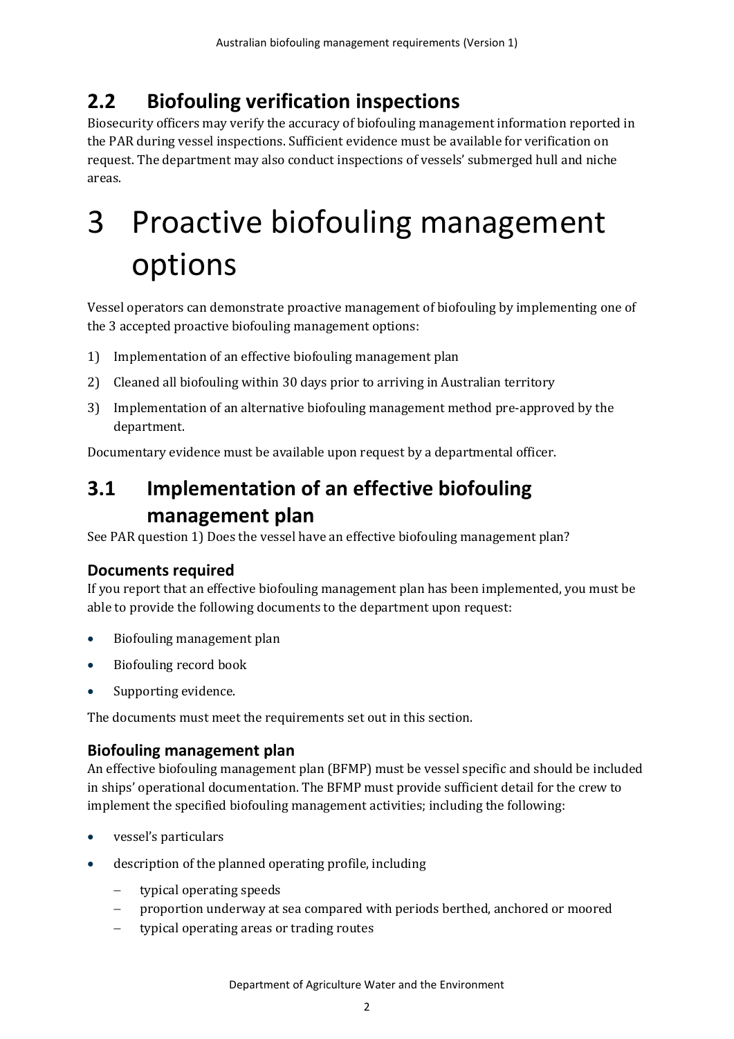## 2.2 Biofouling verification inspections

Biosecurity officers may verify the accuracy of biofouling management information reported in the PAR during vessel inspections. Sufficient evidence must be available for verification on request. The department may also conduct inspections of vessels' submerged hull and niche areas.

# 3 Proactive biofouling management options

Vessel operators can demonstrate proactive management of biofouling by implementing one of the 3 accepted proactive biofouling management options:

1) Implementation of an effective biofouling management plan
2) Cleaned all biofouling within 30 days prior to arriving in Australian territory
3) Implementation of an alternative biofouling management method pre-approved by the department.

Documentary evidence must be available upon request by a departmental officer.

## 3.1 Implementation of an effective biofouling management plan

See PAR question 1) Does the vessel have an effective biofouling management plan?

### Documents required

If you report that an effective biofouling management plan has been implemented, you must be able to provide the following documents to the department upon request:

- Biofouling management plan
- Biofouling record book
- Supporting evidence.

The documents must meet the requirements set out in this section.

### Biofouling management plan

An effective biofouling management plan (BFMP) must be vessel specific and should be included in ships' operational documentation. The BFMP must provide sufficient detail for the crew to implement the specified biofouling management activities; including the following:

- vessel's particulars
- description of the planned operating profile, including
  - typical operating speeds
  - proportion underway at sea compared with periods berthed, anchored or moored
  - typical operating areas or trading routes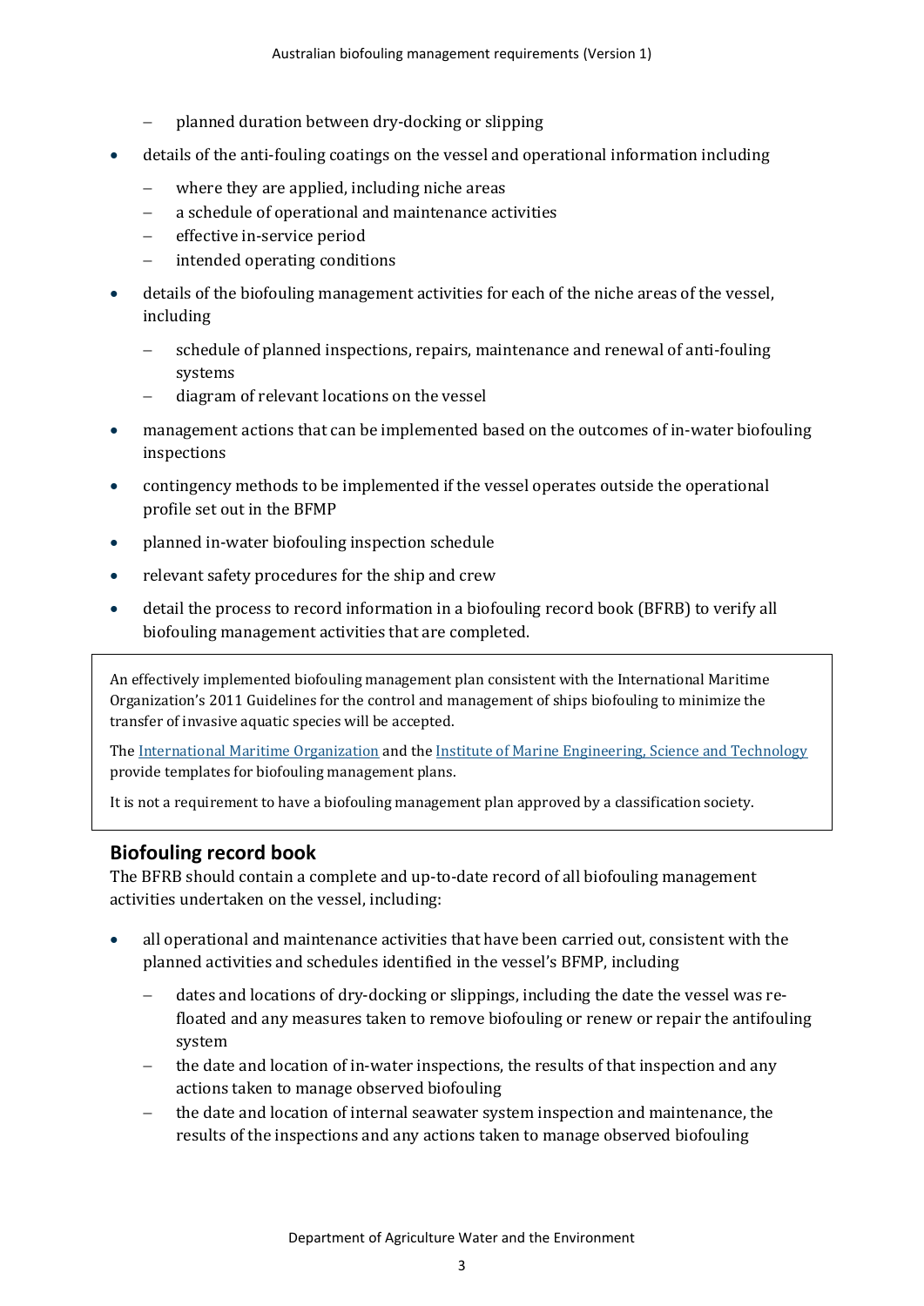- planned duration between dry-docking or slipping
- details of the anti-fouling coatings on the vessel and operational information including
  - where they are applied, including niche areas
  - a schedule of operational and maintenance activities
  - effective in-service period
  - intended operating conditions
- details of the biofouling management activities for each of the niche areas of the vessel, including
  - schedule of planned inspections, repairs, maintenance and renewal of anti-fouling systems
  - diagram of relevant locations on the vessel
- management actions that can be implemented based on the outcomes of in-water biofouling inspections
- contingency methods to be implemented if the vessel operates outside the operational profile set out in the BFMP
- planned in-water biofouling inspection schedule
- relevant safety procedures for the ship and crew
- detail the process to record information in a biofouling record book (BFRB) to verify all biofouling management activities that are completed.

> An effectively implemented biofouling management plan consistent with the International Maritime Organization's 2011 Guidelines for the control and management of ships biofouling to minimize the transfer of invasive aquatic species will be accepted.
>
> The International Maritime Organization and the Institute of Marine Engineering, Science and Technology provide templates for biofouling management plans.
>
> It is not a requirement to have a biofouling management plan approved by a classification society.

## Biofouling record book

The BFRB should contain a complete and up-to-date record of all biofouling management activities undertaken on the vessel, including:

- all operational and maintenance activities that have been carried out, consistent with the planned activities and schedules identified in the vessel's BFMP, including
  - dates and locations of dry-dockings or slippings, including the date the vessel was re-floated and any measures taken to remove biofouling or renew or repair the antifouling system
  - the date and location of in-water inspections, the results of that inspection and any actions taken to manage observed biofouling
  - the date and location of internal seawater system inspection and maintenance, the results of the inspections and any actions taken to manage observed biofouling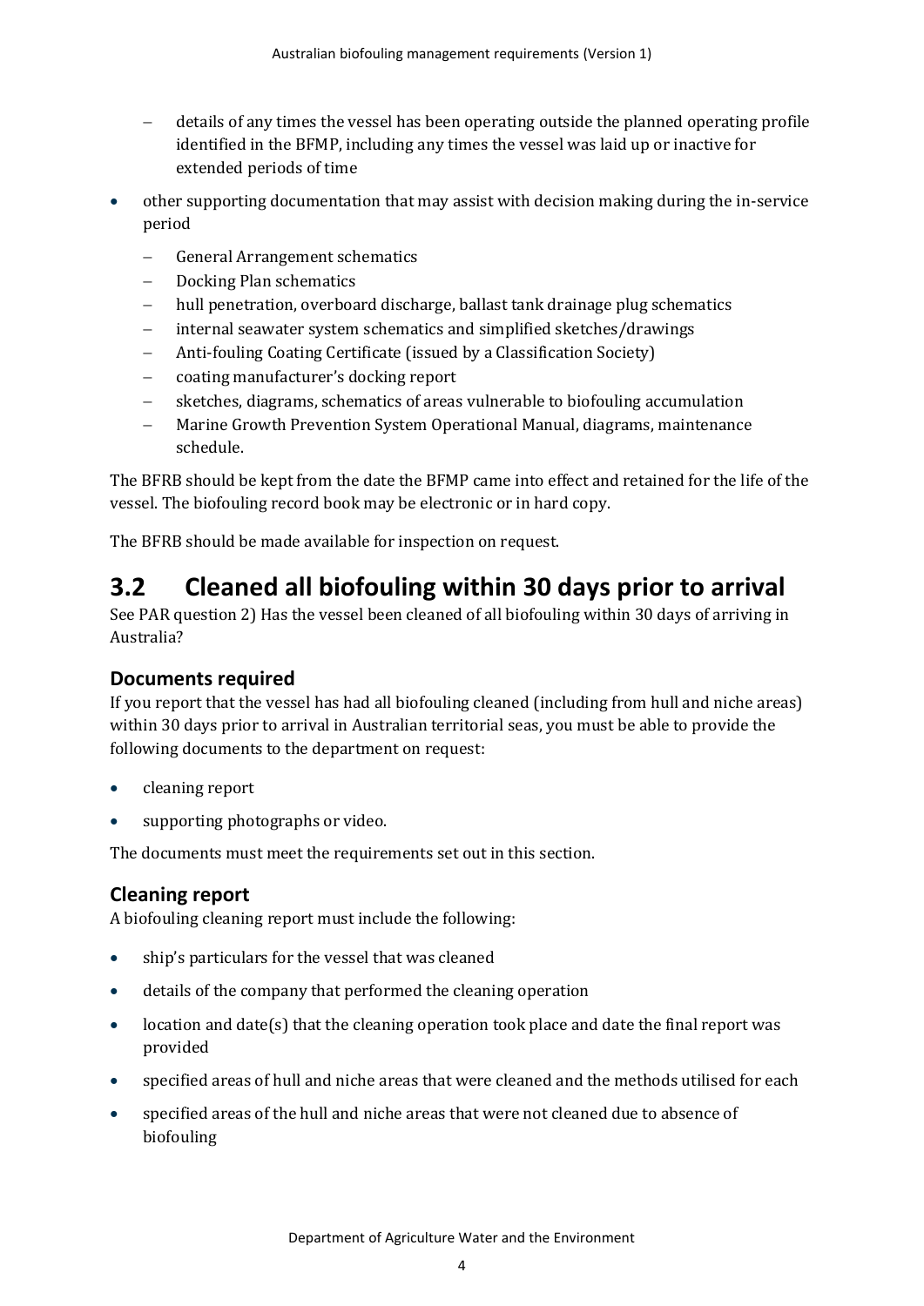- details of any times the vessel has been operating outside the planned operating profile identified in the BFMP, including any times the vessel was laid up or inactive for extended periods of time
- other supporting documentation that may assist with decision making during the in-service period
  - General Arrangement schematics
  - Docking Plan schematics
  - hull penetration, overboard discharge, ballast tank drainage plug schematics
  - internal seawater system schematics and simplified sketches/drawings
  - Anti-fouling Coating Certificate (issued by a Classification Society)
  - coating manufacturer's docking report
  - sketches, diagrams, schematics of areas vulnerable to biofouling accumulation
  - Marine Growth Prevention System Operational Manual, diagrams, maintenance schedule.

The BFRB should be kept from the date the BFMP came into effect and retained for the life of the vessel. The biofouling record book may be electronic or in hard copy.

The BFRB should be made available for inspection on request.

## 3.2 Cleaned all biofouling within 30 days prior to arrival

See PAR question 2) Has the vessel been cleaned of all biofouling within 30 days of arriving in Australia?

### Documents required

If you report that the vessel has had all biofouling cleaned (including from hull and niche areas) within 30 days prior to arrival in Australian territorial seas, you must be able to provide the following documents to the department on request:

- cleaning report
- supporting photographs or video.

The documents must meet the requirements set out in this section.

### Cleaning report

A biofouling cleaning report must include the following:

- ship's particulars for the vessel that was cleaned
- details of the company that performed the cleaning operation
- location and date(s) that the cleaning operation took place and date the final report was provided
- specified areas of hull and niche areas that were cleaned and the methods utilised for each
- specified areas of the hull and niche areas that were not cleaned due to absence of biofouling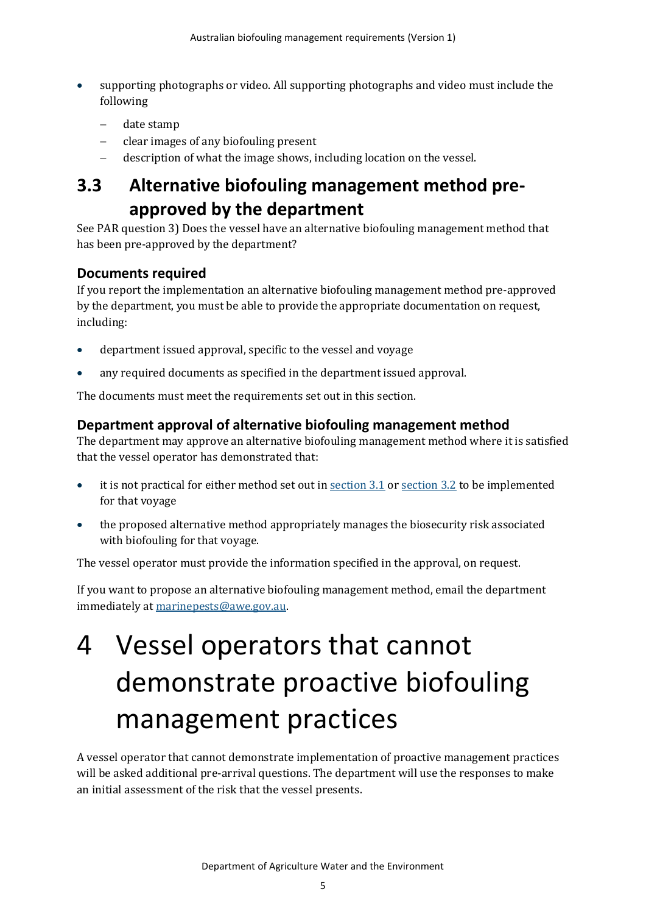- supporting photographs or video. All supporting photographs and video must include the following
  - date stamp
  - clear images of any biofouling present
  - description of what the image shows, including location on the vessel.

## 3.3 Alternative biofouling management method pre-approved by the department

See PAR question 3) Does the vessel have an alternative biofouling management method that has been pre-approved by the department?

### Documents required

If you report the implementation an alternative biofouling management method pre-approved by the department, you must be able to provide the appropriate documentation on request, including:

- department issued approval, specific to the vessel and voyage
- any required documents as specified in the department issued approval.

The documents must meet the requirements set out in this section.

### Department approval of alternative biofouling management method

The department may approve an alternative biofouling management method where it is satisfied that the vessel operator has demonstrated that:

- it is not practical for either method set out in section 3.1 or section 3.2 to be implemented for that voyage
- the proposed alternative method appropriately manages the biosecurity risk associated with biofouling for that voyage.

The vessel operator must provide the information specified in the approval, on request.

If you want to propose an alternative biofouling management method, email the department immediately at marinepests@awe.gov.au.

# 4 Vessel operators that cannot demonstrate proactive biofouling management practices

A vessel operator that cannot demonstrate implementation of proactive management practices will be asked additional pre-arrival questions. The department will use the responses to make an initial assessment of the risk that the vessel presents.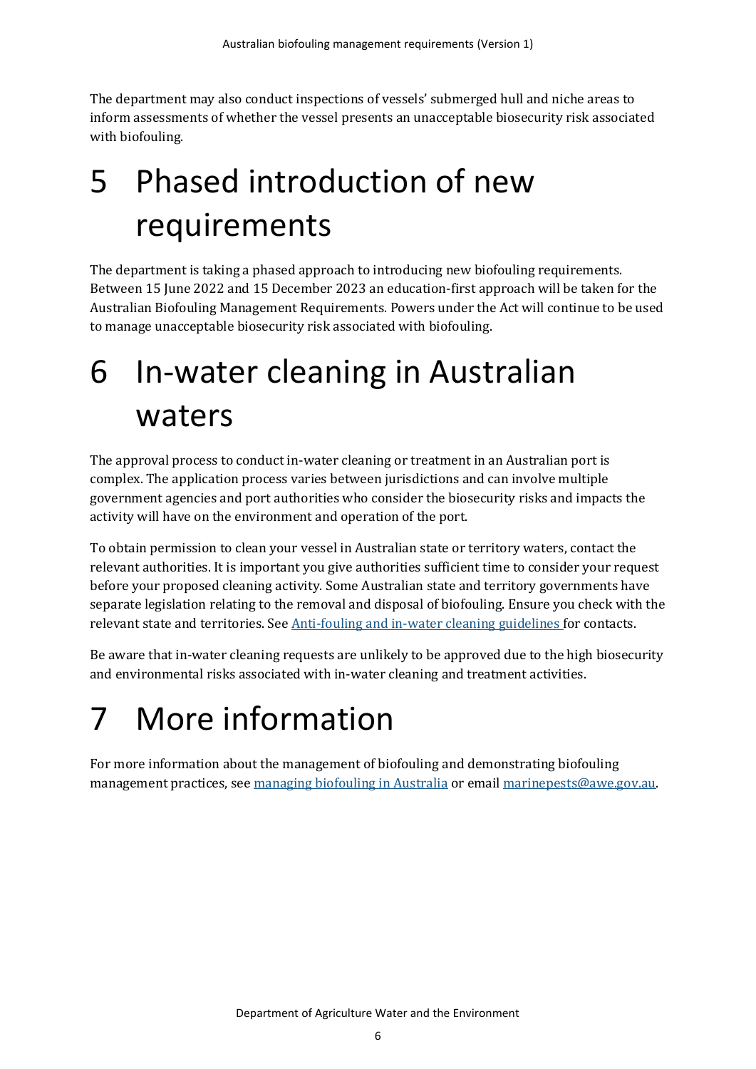The department may also conduct inspections of vessels' submerged hull and niche areas to inform assessments of whether the vessel presents an unacceptable biosecurity risk associated with biofouling.

# 5 Phased introduction of new requirements

The department is taking a phased approach to introducing new biofouling requirements. Between 15 June 2022 and 15 December 2023 an education-first approach will be taken for the Australian Biofouling Management Requirements. Powers under the Act will continue to be used to manage unacceptable biosecurity risk associated with biofouling.

# 6 In-water cleaning in Australian waters

The approval process to conduct in-water cleaning or treatment in an Australian port is complex. The application process varies between jurisdictions and can involve multiple government agencies and port authorities who consider the biosecurity risks and impacts the activity will have on the environment and operation of the port.

To obtain permission to clean your vessel in Australian state or territory waters, contact the relevant authorities. It is important you give authorities sufficient time to consider your request before your proposed cleaning activity. Some Australian state and territory governments have separate legislation relating to the removal and disposal of biofouling. Ensure you check with the relevant state and territories. See Anti-fouling and in-water cleaning guidelines for contacts.

Be aware that in-water cleaning requests are unlikely to be approved due to the high biosecurity and environmental risks associated with in-water cleaning and treatment activities.

# 7 More information

For more information about the management of biofouling and demonstrating biofouling management practices, see managing biofouling in Australia or email marinepests@awe.gov.au.